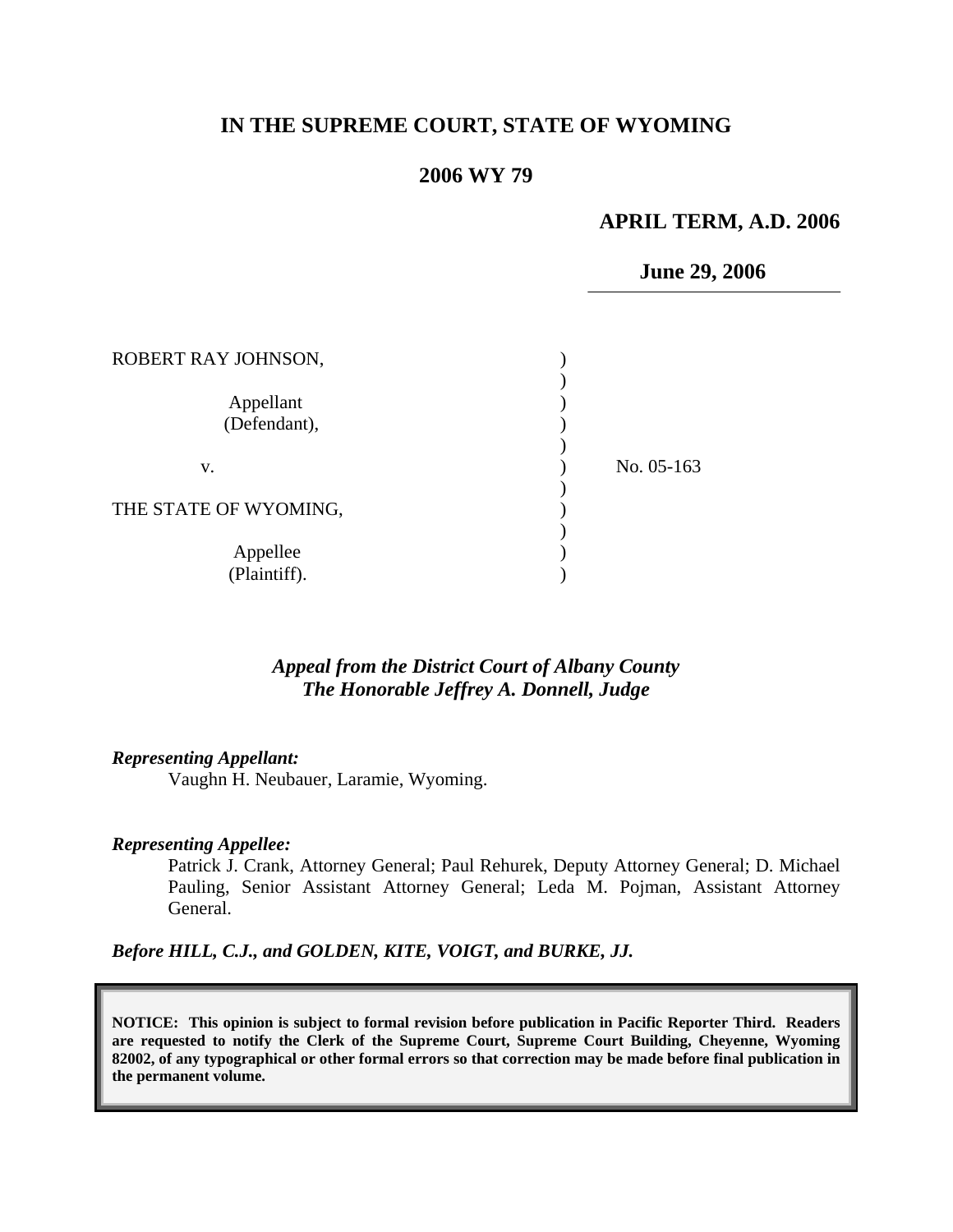# IN THE SUPREME COURT, STATE OF WYOMING

## 2006 WY 79

**APRIL TERM, A.D. 2006**

**June 29, 2006**

| | | |
|---|---|---|
| ROBERT RAY JOHNSON,<br><br>Appellant<br>(Defendant), | ) | |
| v. | ) | No. 05-163 |
| THE STATE OF WYOMING,<br><br>Appellee<br>(Plaintiff). | ) | |

***Appeal from the District Court of Albany County***
***The Honorable Jeffrey A. Donnell, Judge***

***Representing Appellant:***

Vaughn H. Neubauer, Laramie, Wyoming.

***Representing Appellee:***

Patrick J. Crank, Attorney General; Paul Rehurek, Deputy Attorney General; D. Michael Pauling, Senior Assistant Attorney General; Leda M. Pojman, Assistant Attorney General.

***Before HILL, C.J., and GOLDEN, KITE, VOIGT, and BURKE, JJ.***

**NOTICE: This opinion is subject to formal revision before publication in Pacific Reporter Third. Readers are requested to notify the Clerk of the Supreme Court, Supreme Court Building, Cheyenne, Wyoming 82002, of any typographical or other formal errors so that correction may be made before final publication in the permanent volume.**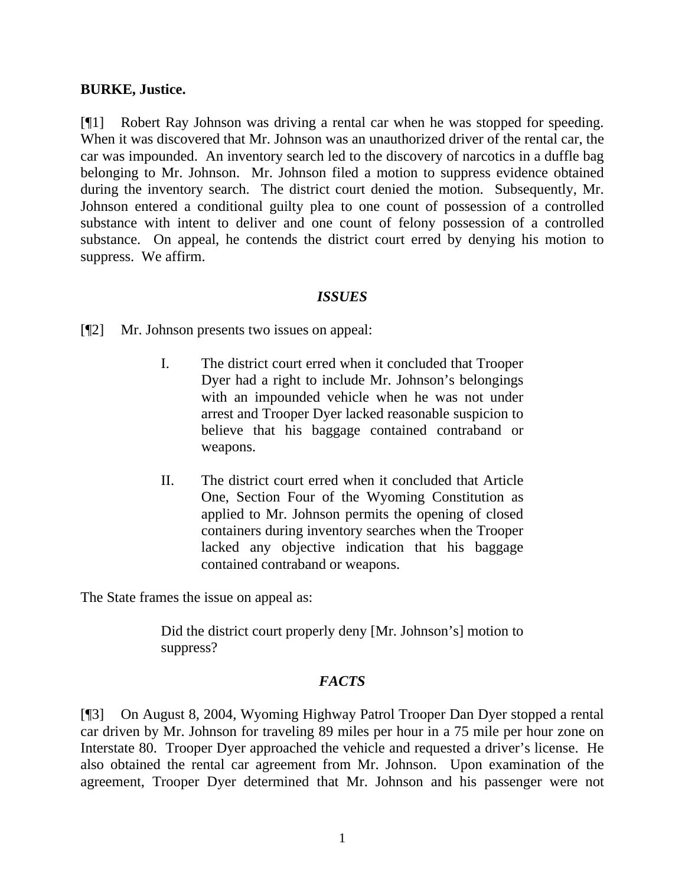**BURKE, Justice.**

[¶1] Robert Ray Johnson was driving a rental car when he was stopped for speeding. When it was discovered that Mr. Johnson was an unauthorized driver of the rental car, the car was impounded. An inventory search led to the discovery of narcotics in a duffle bag belonging to Mr. Johnson. Mr. Johnson filed a motion to suppress evidence obtained during the inventory search. The district court denied the motion. Subsequently, Mr. Johnson entered a conditional guilty plea to one count of possession of a controlled substance with intent to deliver and one count of felony possession of a controlled substance. On appeal, he contends the district court erred by denying his motion to suppress. We affirm.

### *ISSUES*

[¶2] Mr. Johnson presents two issues on appeal:

> I. The district court erred when it concluded that Trooper Dyer had a right to include Mr. Johnson's belongings with an impounded vehicle when he was not under arrest and Trooper Dyer lacked reasonable suspicion to believe that his baggage contained contraband or weapons.
>
> II. The district court erred when it concluded that Article One, Section Four of the Wyoming Constitution as applied to Mr. Johnson permits the opening of closed containers during inventory searches when the Trooper lacked any objective indication that his baggage contained contraband or weapons.

The State frames the issue on appeal as:

> Did the district court properly deny [Mr. Johnson's] motion to suppress?

### *FACTS*

[¶3] On August 8, 2004, Wyoming Highway Patrol Trooper Dan Dyer stopped a rental car driven by Mr. Johnson for traveling 89 miles per hour in a 75 mile per hour zone on Interstate 80. Trooper Dyer approached the vehicle and requested a driver's license. He also obtained the rental car agreement from Mr. Johnson. Upon examination of the agreement, Trooper Dyer determined that Mr. Johnson and his passenger were not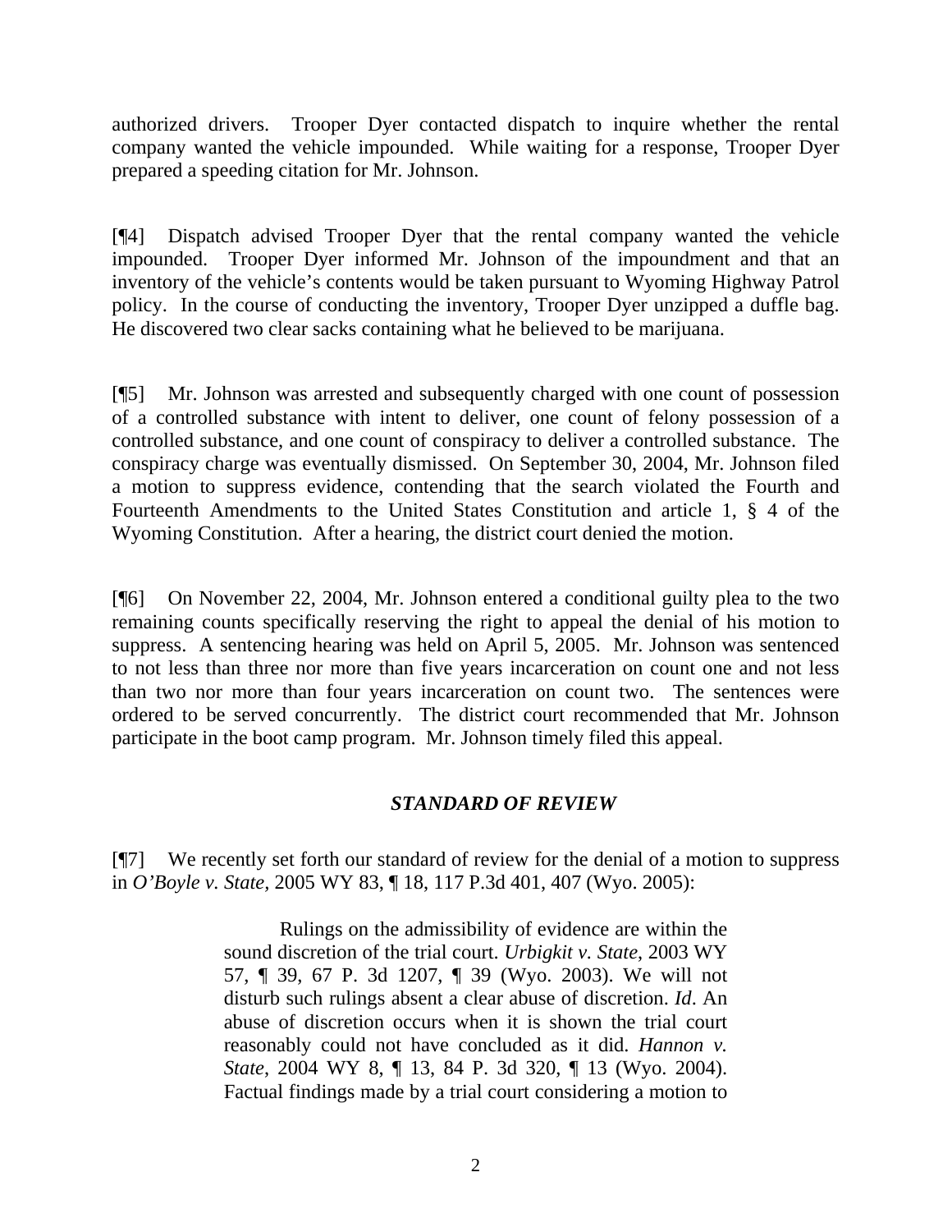authorized drivers. Trooper Dyer contacted dispatch to inquire whether the rental company wanted the vehicle impounded. While waiting for a response, Trooper Dyer prepared a speeding citation for Mr. Johnson.

[¶4] Dispatch advised Trooper Dyer that the rental company wanted the vehicle impounded. Trooper Dyer informed Mr. Johnson of the impoundment and that an inventory of the vehicle's contents would be taken pursuant to Wyoming Highway Patrol policy. In the course of conducting the inventory, Trooper Dyer unzipped a duffle bag. He discovered two clear sacks containing what he believed to be marijuana.

[¶5] Mr. Johnson was arrested and subsequently charged with one count of possession of a controlled substance with intent to deliver, one count of felony possession of a controlled substance, and one count of conspiracy to deliver a controlled substance. The conspiracy charge was eventually dismissed. On September 30, 2004, Mr. Johnson filed a motion to suppress evidence, contending that the search violated the Fourth and Fourteenth Amendments to the United States Constitution and article 1, § 4 of the Wyoming Constitution. After a hearing, the district court denied the motion.

[¶6] On November 22, 2004, Mr. Johnson entered a conditional guilty plea to the two remaining counts specifically reserving the right to appeal the denial of his motion to suppress. A sentencing hearing was held on April 5, 2005. Mr. Johnson was sentenced to not less than three nor more than five years incarceration on count one and not less than two nor more than four years incarceration on count two. The sentences were ordered to be served concurrently. The district court recommended that Mr. Johnson participate in the boot camp program. Mr. Johnson timely filed this appeal.

### *STANDARD OF REVIEW*

[¶7] We recently set forth our standard of review for the denial of a motion to suppress in *O'Boyle v. State*, 2005 WY 83, ¶ 18, 117 P.3d 401, 407 (Wyo. 2005):

> Rulings on the admissibility of evidence are within the sound discretion of the trial court. *Urbigkit v. State*, 2003 WY 57, ¶ 39, 67 P. 3d 1207, ¶ 39 (Wyo. 2003). We will not disturb such rulings absent a clear abuse of discretion. *Id*. An abuse of discretion occurs when it is shown the trial court reasonably could not have concluded as it did. *Hannon v. State*, 2004 WY 8, ¶ 13, 84 P. 3d 320, ¶ 13 (Wyo. 2004). Factual findings made by a trial court considering a motion to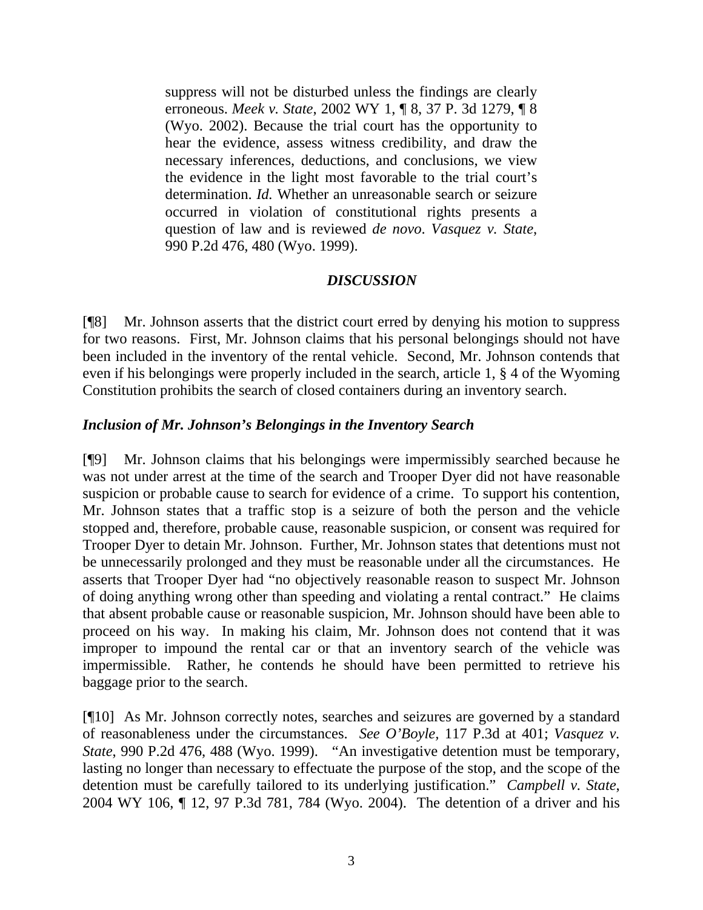> suppress will not be disturbed unless the findings are clearly erroneous. *Meek v. State*, 2002 WY 1, ¶ 8, 37 P. 3d 1279, ¶ 8 (Wyo. 2002). Because the trial court has the opportunity to hear the evidence, assess witness credibility, and draw the necessary inferences, deductions, and conclusions, we view the evidence in the light most favorable to the trial court's determination. *Id.* Whether an unreasonable search or seizure occurred in violation of constitutional rights presents a question of law and is reviewed *de novo*. *Vasquez v. State*, 990 P.2d 476, 480 (Wyo. 1999).

## *DISCUSSION*

[¶8] Mr. Johnson asserts that the district court erred by denying his motion to suppress for two reasons. First, Mr. Johnson claims that his personal belongings should not have been included in the inventory of the rental vehicle. Second, Mr. Johnson contends that even if his belongings were properly included in the search, article 1, § 4 of the Wyoming Constitution prohibits the search of closed containers during an inventory search.

### *Inclusion of Mr. Johnson's Belongings in the Inventory Search*

[¶9] Mr. Johnson claims that his belongings were impermissibly searched because he was not under arrest at the time of the search and Trooper Dyer did not have reasonable suspicion or probable cause to search for evidence of a crime. To support his contention, Mr. Johnson states that a traffic stop is a seizure of both the person and the vehicle stopped and, therefore, probable cause, reasonable suspicion, or consent was required for Trooper Dyer to detain Mr. Johnson. Further, Mr. Johnson states that detentions must not be unnecessarily prolonged and they must be reasonable under all the circumstances. He asserts that Trooper Dyer had "no objectively reasonable reason to suspect Mr. Johnson of doing anything wrong other than speeding and violating a rental contract." He claims that absent probable cause or reasonable suspicion, Mr. Johnson should have been able to proceed on his way. In making his claim, Mr. Johnson does not contend that it was improper to impound the rental car or that an inventory search of the vehicle was impermissible. Rather, he contends he should have been permitted to retrieve his baggage prior to the search.

[¶10] As Mr. Johnson correctly notes, searches and seizures are governed by a standard of reasonableness under the circumstances. *See O'Boyle*, 117 P.3d at 401; *Vasquez v. State*, 990 P.2d 476, 488 (Wyo. 1999). "An investigative detention must be temporary, lasting no longer than necessary to effectuate the purpose of the stop, and the scope of the detention must be carefully tailored to its underlying justification." *Campbell v. State*, 2004 WY 106, ¶ 12, 97 P.3d 781, 784 (Wyo. 2004). The detention of a driver and his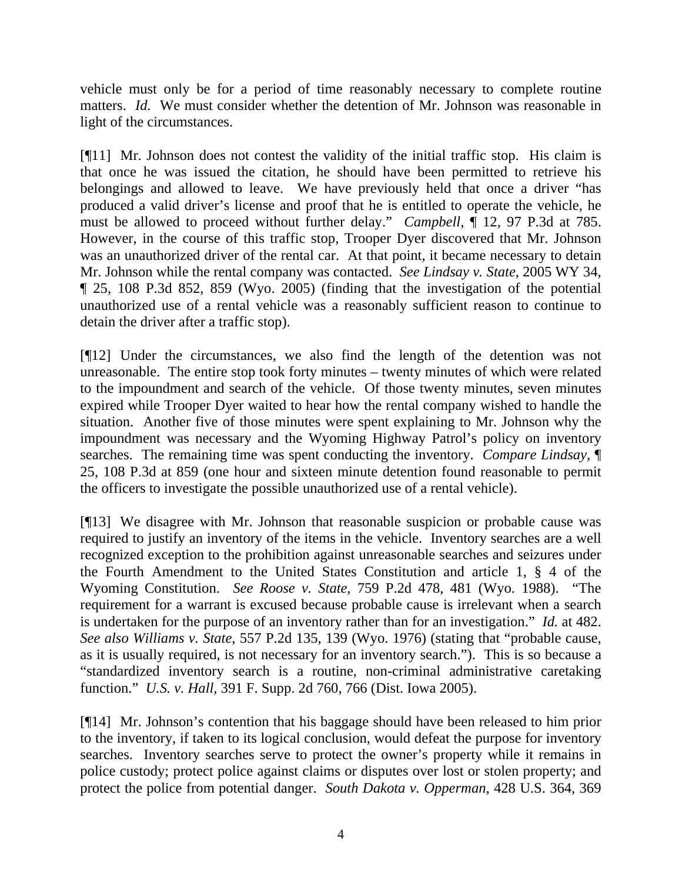vehicle must only be for a period of time reasonably necessary to complete routine matters. *Id.* We must consider whether the detention of Mr. Johnson was reasonable in light of the circumstances.

[¶11] Mr. Johnson does not contest the validity of the initial traffic stop. His claim is that once he was issued the citation, he should have been permitted to retrieve his belongings and allowed to leave. We have previously held that once a driver "has produced a valid driver's license and proof that he is entitled to operate the vehicle, he must be allowed to proceed without further delay." *Campbell*, ¶ 12, 97 P.3d at 785. However, in the course of this traffic stop, Trooper Dyer discovered that Mr. Johnson was an unauthorized driver of the rental car. At that point, it became necessary to detain Mr. Johnson while the rental company was contacted. *See Lindsay v. State*, 2005 WY 34, ¶ 25, 108 P.3d 852, 859 (Wyo. 2005) (finding that the investigation of the potential unauthorized use of a rental vehicle was a reasonably sufficient reason to continue to detain the driver after a traffic stop).

[¶12] Under the circumstances, we also find the length of the detention was not unreasonable. The entire stop took forty minutes – twenty minutes of which were related to the impoundment and search of the vehicle. Of those twenty minutes, seven minutes expired while Trooper Dyer waited to hear how the rental company wished to handle the situation. Another five of those minutes were spent explaining to Mr. Johnson why the impoundment was necessary and the Wyoming Highway Patrol's policy on inventory searches. The remaining time was spent conducting the inventory. *Compare Lindsay*, ¶ 25, 108 P.3d at 859 (one hour and sixteen minute detention found reasonable to permit the officers to investigate the possible unauthorized use of a rental vehicle).

[¶13] We disagree with Mr. Johnson that reasonable suspicion or probable cause was required to justify an inventory of the items in the vehicle. Inventory searches are a well recognized exception to the prohibition against unreasonable searches and seizures under the Fourth Amendment to the United States Constitution and article 1, § 4 of the Wyoming Constitution. *See Roose v. State*, 759 P.2d 478, 481 (Wyo. 1988). "The requirement for a warrant is excused because probable cause is irrelevant when a search is undertaken for the purpose of an inventory rather than for an investigation." *Id.* at 482. *See also Williams v. State*, 557 P.2d 135, 139 (Wyo. 1976) (stating that "probable cause, as it is usually required, is not necessary for an inventory search."). This is so because a "standardized inventory search is a routine, non-criminal administrative caretaking function." *U.S. v. Hall*, 391 F. Supp. 2d 760, 766 (Dist. Iowa 2005).

[¶14] Mr. Johnson's contention that his baggage should have been released to him prior to the inventory, if taken to its logical conclusion, would defeat the purpose for inventory searches. Inventory searches serve to protect the owner's property while it remains in police custody; protect police against claims or disputes over lost or stolen property; and protect the police from potential danger. *South Dakota v. Opperman*, 428 U.S. 364, 369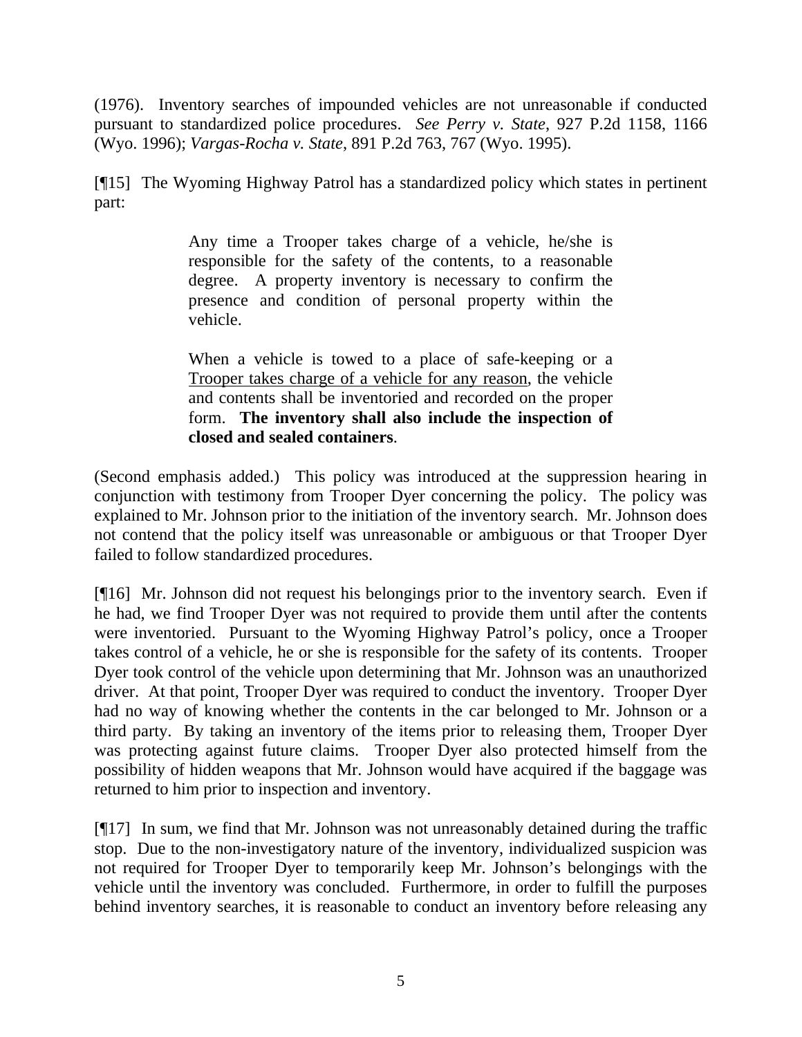(1976). Inventory searches of impounded vehicles are not unreasonable if conducted pursuant to standardized police procedures. *See Perry v. State*, 927 P.2d 1158, 1166 (Wyo. 1996); *Vargas-Rocha v. State*, 891 P.2d 763, 767 (Wyo. 1995).

[¶15] The Wyoming Highway Patrol has a standardized policy which states in pertinent part:

> Any time a Trooper takes charge of a vehicle, he/she is responsible for the safety of the contents, to a reasonable degree. A property inventory is necessary to confirm the presence and condition of personal property within the vehicle.
>
> When a vehicle is towed to a place of safe-keeping or a <u>Trooper takes charge of a vehicle for any reason</u>, the vehicle and contents shall be inventoried and recorded on the proper form. **The inventory shall also include the inspection of closed and sealed containers**.

(Second emphasis added.) This policy was introduced at the suppression hearing in conjunction with testimony from Trooper Dyer concerning the policy. The policy was explained to Mr. Johnson prior to the initiation of the inventory search. Mr. Johnson does not contend that the policy itself was unreasonable or ambiguous or that Trooper Dyer failed to follow standardized procedures.

[¶16] Mr. Johnson did not request his belongings prior to the inventory search. Even if he had, we find Trooper Dyer was not required to provide them until after the contents were inventoried. Pursuant to the Wyoming Highway Patrol's policy, once a Trooper takes control of a vehicle, he or she is responsible for the safety of its contents. Trooper Dyer took control of the vehicle upon determining that Mr. Johnson was an unauthorized driver. At that point, Trooper Dyer was required to conduct the inventory. Trooper Dyer had no way of knowing whether the contents in the car belonged to Mr. Johnson or a third party. By taking an inventory of the items prior to releasing them, Trooper Dyer was protecting against future claims. Trooper Dyer also protected himself from the possibility of hidden weapons that Mr. Johnson would have acquired if the baggage was returned to him prior to inspection and inventory.

[¶17] In sum, we find that Mr. Johnson was not unreasonably detained during the traffic stop. Due to the non-investigatory nature of the inventory, individualized suspicion was not required for Trooper Dyer to temporarily keep Mr. Johnson's belongings with the vehicle until the inventory was concluded. Furthermore, in order to fulfill the purposes behind inventory searches, it is reasonable to conduct an inventory before releasing any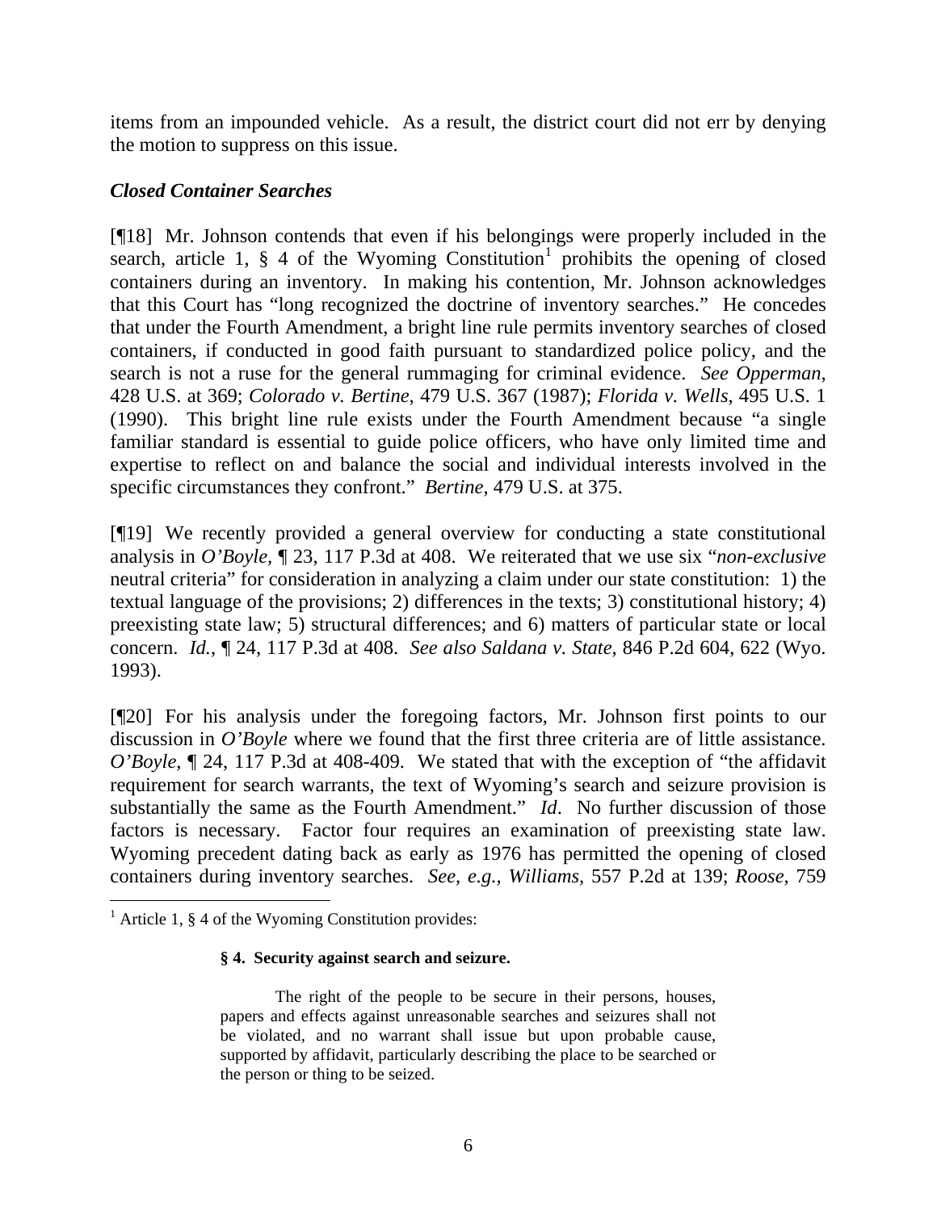items from an impounded vehicle. As a result, the district court did not err by denying the motion to suppress on this issue.

### *Closed Container Searches*

[¶18] Mr. Johnson contends that even if his belongings were properly included in the search, article 1, § 4 of the Wyoming Constitution[1] prohibits the opening of closed containers during an inventory. In making his contention, Mr. Johnson acknowledges that this Court has "long recognized the doctrine of inventory searches." He concedes that under the Fourth Amendment, a bright line rule permits inventory searches of closed containers, if conducted in good faith pursuant to standardized police policy, and the search is not a ruse for the general rummaging for criminal evidence. *See Opperman*, 428 U.S. at 369; *Colorado v. Bertine*, 479 U.S. 367 (1987); *Florida v. Wells*, 495 U.S. 1 (1990). This bright line rule exists under the Fourth Amendment because "a single familiar standard is essential to guide police officers, who have only limited time and expertise to reflect on and balance the social and individual interests involved in the specific circumstances they confront." *Bertine*, 479 U.S. at 375.

[¶19] We recently provided a general overview for conducting a state constitutional analysis in *O'Boyle*, ¶ 23, 117 P.3d at 408. We reiterated that we use six "*non-exclusive* neutral criteria" for consideration in analyzing a claim under our state constitution: 1) the textual language of the provisions; 2) differences in the texts; 3) constitutional history; 4) preexisting state law; 5) structural differences; and 6) matters of particular state or local concern. *Id.*, ¶ 24, 117 P.3d at 408. *See also Saldana v. State*, 846 P.2d 604, 622 (Wyo. 1993).

[¶20] For his analysis under the foregoing factors, Mr. Johnson first points to our discussion in *O'Boyle* where we found that the first three criteria are of little assistance. *O'Boyle*, ¶ 24, 117 P.3d at 408-409. We stated that with the exception of "the affidavit requirement for search warrants, the text of Wyoming's search and seizure provision is substantially the same as the Fourth Amendment." *Id*. No further discussion of those factors is necessary. Factor four requires an examination of preexisting state law. Wyoming precedent dating back as early as 1976 has permitted the opening of closed containers during inventory searches. *See, e.g., Williams*, 557 P.2d at 139; *Roose*, 759

---

[1] Article 1, § 4 of the Wyoming Constitution provides:

> **§ 4. Security against search and seizure.**
>
> The right of the people to be secure in their persons, houses, papers and effects against unreasonable searches and seizures shall not be violated, and no warrant shall issue but upon probable cause, supported by affidavit, particularly describing the place to be searched or the person or thing to be seized.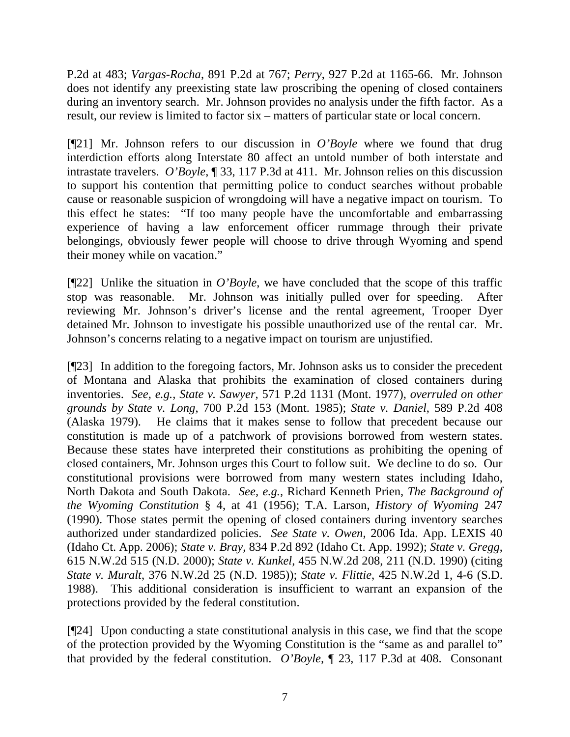P.2d at 483; *Vargas-Rocha*, 891 P.2d at 767; *Perry*, 927 P.2d at 1165-66. Mr. Johnson does not identify any preexisting state law proscribing the opening of closed containers during an inventory search. Mr. Johnson provides no analysis under the fifth factor. As a result, our review is limited to factor six – matters of particular state or local concern.

[¶21] Mr. Johnson refers to our discussion in *O'Boyle* where we found that drug interdiction efforts along Interstate 80 affect an untold number of both interstate and intrastate travelers. *O'Boyle*, ¶ 33, 117 P.3d at 411. Mr. Johnson relies on this discussion to support his contention that permitting police to conduct searches without probable cause or reasonable suspicion of wrongdoing will have a negative impact on tourism. To this effect he states: "If too many people have the uncomfortable and embarrassing experience of having a law enforcement officer rummage through their private belongings, obviously fewer people will choose to drive through Wyoming and spend their money while on vacation."

[¶22] Unlike the situation in *O'Boyle*, we have concluded that the scope of this traffic stop was reasonable. Mr. Johnson was initially pulled over for speeding. After reviewing Mr. Johnson's driver's license and the rental agreement, Trooper Dyer detained Mr. Johnson to investigate his possible unauthorized use of the rental car. Mr. Johnson's concerns relating to a negative impact on tourism are unjustified.

[¶23] In addition to the foregoing factors, Mr. Johnson asks us to consider the precedent of Montana and Alaska that prohibits the examination of closed containers during inventories. *See, e.g.*, *State v. Sawyer*, 571 P.2d 1131 (Mont. 1977), *overruled on other grounds by State v. Long*, 700 P.2d 153 (Mont. 1985); *State v. Daniel*, 589 P.2d 408 (Alaska 1979). He claims that it makes sense to follow that precedent because our constitution is made up of a patchwork of provisions borrowed from western states. Because these states have interpreted their constitutions as prohibiting the opening of closed containers, Mr. Johnson urges this Court to follow suit. We decline to do so. Our constitutional provisions were borrowed from many western states including Idaho, North Dakota and South Dakota. *See, e.g.*, Richard Kenneth Prien, *The Background of the Wyoming Constitution* § 4, at 41 (1956); T.A. Larson, *History of Wyoming* 247 (1990). Those states permit the opening of closed containers during inventory searches authorized under standardized policies. *See State v. Owen*, 2006 Ida. App. LEXIS 40 (Idaho Ct. App. 2006); *State v. Bray*, 834 P.2d 892 (Idaho Ct. App. 1992); *State v. Gregg*, 615 N.W.2d 515 (N.D. 2000); *State v. Kunkel*, 455 N.W.2d 208, 211 (N.D. 1990) (citing *State v. Muralt*, 376 N.W.2d 25 (N.D. 1985)); *State v. Flittie*, 425 N.W.2d 1, 4-6 (S.D. 1988). This additional consideration is insufficient to warrant an expansion of the protections provided by the federal constitution.

[¶24] Upon conducting a state constitutional analysis in this case, we find that the scope of the protection provided by the Wyoming Constitution is the "same as and parallel to" that provided by the federal constitution. *O'Boyle*, ¶ 23, 117 P.3d at 408. Consonant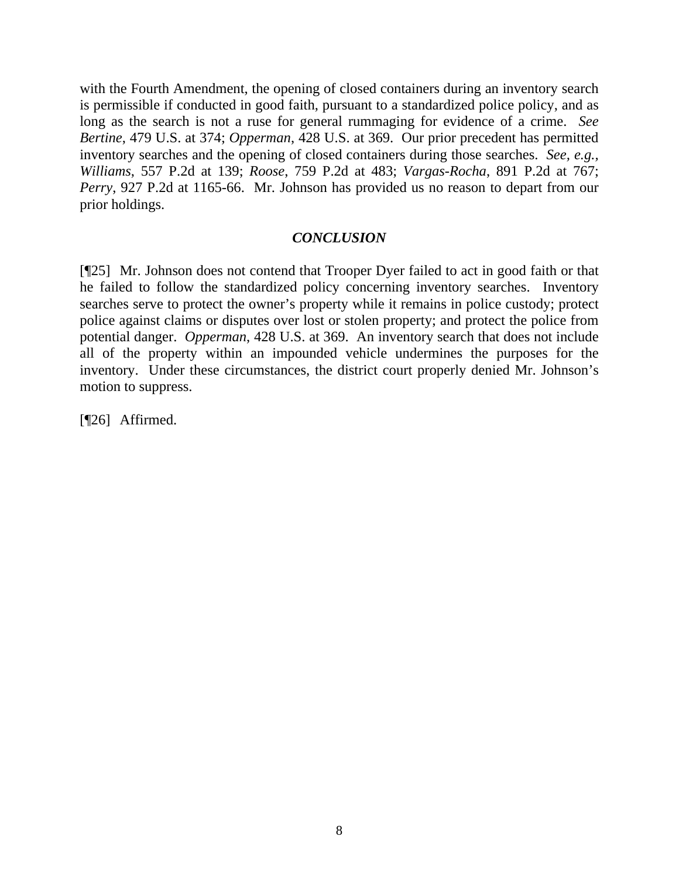with the Fourth Amendment, the opening of closed containers during an inventory search is permissible if conducted in good faith, pursuant to a standardized police policy, and as long as the search is not a ruse for general rummaging for evidence of a crime. *See Bertine*, 479 U.S. at 374; *Opperman*, 428 U.S. at 369. Our prior precedent has permitted inventory searches and the opening of closed containers during those searches. *See, e.g., Williams*, 557 P.2d at 139; *Roose*, 759 P.2d at 483; *Vargas-Rocha*, 891 P.2d at 767; *Perry*, 927 P.2d at 1165-66. Mr. Johnson has provided us no reason to depart from our prior holdings.

## ***CONCLUSION***

[¶25] Mr. Johnson does not contend that Trooper Dyer failed to act in good faith or that he failed to follow the standardized policy concerning inventory searches. Inventory searches serve to protect the owner's property while it remains in police custody; protect police against claims or disputes over lost or stolen property; and protect the police from potential danger. *Opperman*, 428 U.S. at 369. An inventory search that does not include all of the property within an impounded vehicle undermines the purposes for the inventory. Under these circumstances, the district court properly denied Mr. Johnson's motion to suppress.

[¶26] Affirmed.